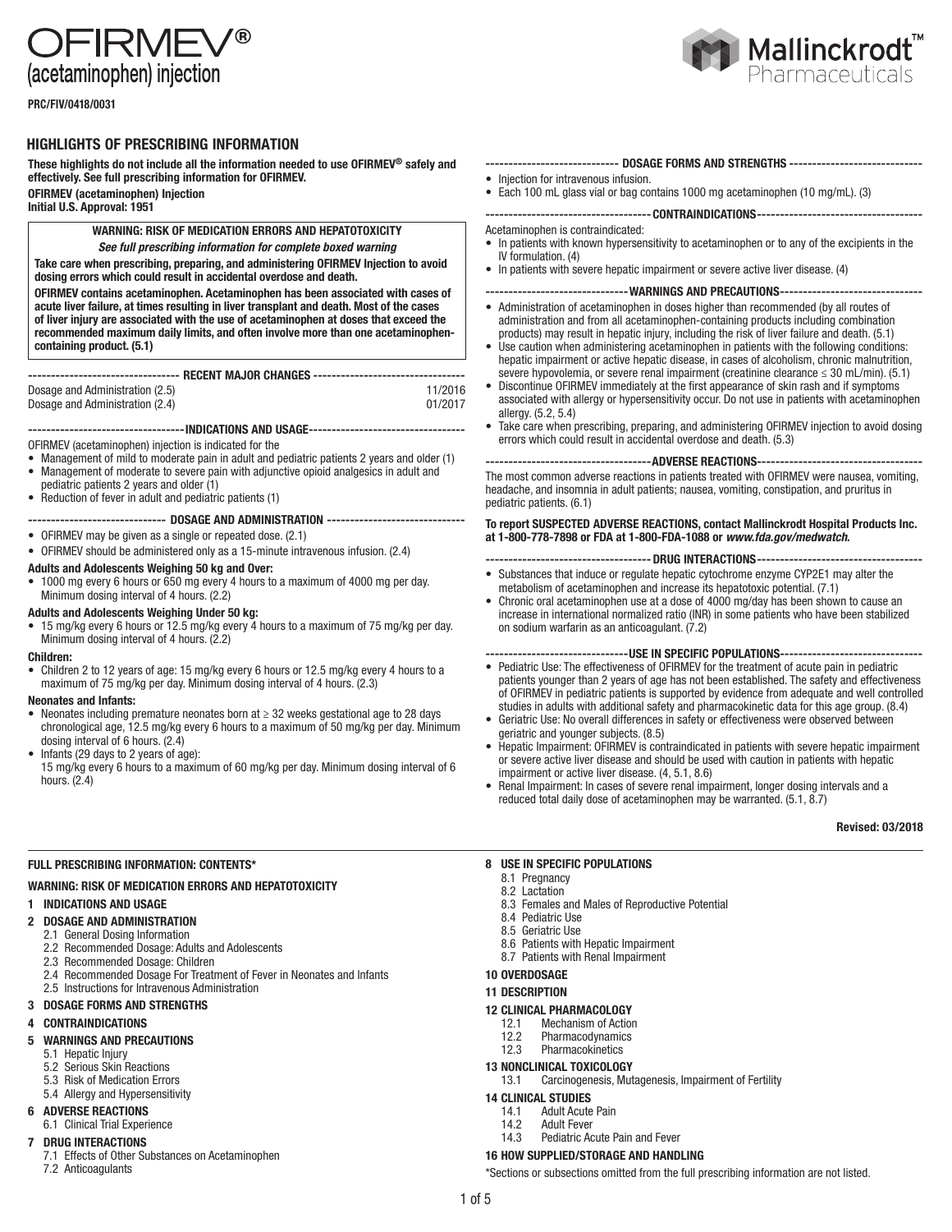# OFIRMEV®
(acetaminophen) injection

Mallinckrodt™ Pharmaceuticals

PRC/FIV/0418/0031

## HIGHLIGHTS OF PRESCRIBING INFORMATION

**These highlights do not include all the information needed to use OFIRMEV® safely and effectively. See full prescribing information for OFIRMEV.**

**OFIRMEV (acetaminophen) Injection**
**Initial U.S. Approval: 1951**

**WARNING: RISK OF MEDICATION ERRORS AND HEPATOTOXICITY**

***See full prescribing information for complete boxed warning***

**Take care when prescribing, preparing, and administering OFIRMEV Injection to avoid dosing errors which could result in accidental overdose and death.**

**OFIRMEV contains acetaminophen. Acetaminophen has been associated with cases of acute liver failure, at times resulting in liver transplant and death. Most of the cases of liver injury are associated with the use of acetaminophen at doses that exceed the recommended maximum daily limits, and often involve more than one acetaminophen-containing product. (5.1)**

**RECENT MAJOR CHANGES**

| | |
|---|---|
| Dosage and Administration (2.5) | 11/2016 |
| Dosage and Administration (2.4) | 01/2017 |

**INDICATIONS AND USAGE**

OFIRMEV (acetaminophen) injection is indicated for the

- Management of mild to moderate pain in adult and pediatric patients 2 years and older (1)
- Management of moderate to severe pain with adjunctive opioid analgesics in adult and pediatric patients 2 years and older (1)
- Reduction of fever in adult and pediatric patients (1)

**DOSAGE AND ADMINISTRATION**

- OFIRMEV may be given as a single or repeated dose. (2.1)
- OFIRMEV should be administered only as a 15-minute intravenous infusion. (2.4)

**Adults and Adolescents Weighing 50 kg and Over:**

- 1000 mg every 6 hours or 650 mg every 4 hours to a maximum of 4000 mg per day. Minimum dosing interval of 4 hours. (2.2)

**Adults and Adolescents Weighing Under 50 kg:**

- 15 mg/kg every 6 hours or 12.5 mg/kg every 4 hours to a maximum of 75 mg/kg per day. Minimum dosing interval of 4 hours. (2.2)

**Children:**

- Children 2 to 12 years of age: 15 mg/kg every 6 hours or 12.5 mg/kg every 4 hours to a maximum of 75 mg/kg per day. Minimum dosing interval of 4 hours. (2.3)

**Neonates and Infants:**

- Neonates including premature neonates born at ≥ 32 weeks gestational age to 28 days chronological age, 12.5 mg/kg every 6 hours to a maximum of 50 mg/kg per day. Minimum dosing interval of 6 hours. (2.4)
- Infants (29 days to 2 years of age): 15 mg/kg every 6 hours to a maximum of 60 mg/kg per day. Minimum dosing interval of 6 hours. (2.4)

**DOSAGE FORMS AND STRENGTHS**

- Injection for intravenous infusion.
- Each 100 mL glass vial or bag contains 1000 mg acetaminophen (10 mg/mL). (3)

**CONTRAINDICATIONS**

Acetaminophen is contraindicated:

- In patients with known hypersensitivity to acetaminophen or to any of the excipients in the IV formulation. (4)
- In patients with severe hepatic impairment or severe active liver disease. (4)

**WARNINGS AND PRECAUTIONS**

- Administration of acetaminophen in doses higher than recommended (by all routes of administration and from all acetaminophen-containing products including combination products) may result in hepatic injury, including the risk of liver failure and death. (5.1)
- Use caution when administering acetaminophen in patients with the following conditions: hepatic impairment or active hepatic disease, in cases of alcoholism, chronic malnutrition, severe hypovolemia, or severe renal impairment (creatinine clearance ≤ 30 mL/min). (5.1)
- Discontinue OFIRMEV immediately at the first appearance of skin rash and if symptoms associated with allergy or hypersensitivity occur. Do not use in patients with acetaminophen allergy. (5.2, 5.4)
- Take care when prescribing, preparing, and administering OFIRMEV injection to avoid dosing errors which could result in accidental overdose and death. (5.3)

**ADVERSE REACTIONS**

The most common adverse reactions in patients treated with OFIRMEV were nausea, vomiting, headache, and insomnia in adult patients; nausea, vomiting, constipation, and pruritus in pediatric patients. (6.1)

**To report SUSPECTED ADVERSE REACTIONS, contact Mallinckrodt Hospital Products Inc. at 1-800-778-7898 or FDA at 1-800-FDA-1088 or *www.fda.gov/medwatch*.**

**DRUG INTERACTIONS**

- Substances that induce or regulate hepatic cytochrome enzyme CYP2E1 may alter the metabolism of acetaminophen and increase its hepatotoxic potential. (7.1)
- Chronic oral acetaminophen use at a dose of 4000 mg/day has been shown to cause an increase in international normalized ratio (INR) in some patients who have been stabilized on sodium warfarin as an anticoagulant. (7.2)

**USE IN SPECIFIC POPULATIONS**

- Pediatric Use: The effectiveness of OFIRMEV for the treatment of acute pain in pediatric patients younger than 2 years of age has not been established. The safety and effectiveness of OFIRMEV in pediatric patients is supported by evidence from adequate and well controlled studies in adults with additional safety and pharmacokinetic data for this age group. (8.4)
- Geriatric Use: No overall differences in safety or effectiveness were observed between geriatric and younger subjects. (8.5)
- Hepatic Impairment: OFIRMEV is contraindicated in patients with severe hepatic impairment or severe active liver disease and should be used with caution in patients with hepatic impairment or active liver disease. (4, 5.1, 8.6)
- Renal Impairment: In cases of severe renal impairment, longer dosing intervals and a reduced total daily dose of acetaminophen may be warranted. (5.1, 8.7)

**Revised: 03/2018**

## FULL PRESCRIBING INFORMATION: CONTENTS*

**WARNING: RISK OF MEDICATION ERRORS AND HEPATOTOXICITY**

**1 INDICATIONS AND USAGE**

**2 DOSAGE AND ADMINISTRATION**
- 2.1 General Dosing Information
- 2.2 Recommended Dosage: Adults and Adolescents
- 2.3 Recommended Dosage: Children
- 2.4 Recommended Dosage For Treatment of Fever in Neonates and Infants
- 2.5 Instructions for Intravenous Administration

**3 DOSAGE FORMS AND STRENGTHS**

**4 CONTRAINDICATIONS**

**5 WARNINGS AND PRECAUTIONS**
- 5.1 Hepatic Injury
- 5.2 Serious Skin Reactions
- 5.3 Risk of Medication Errors
- 5.4 Allergy and Hypersensitivity

**6 ADVERSE REACTIONS**
- 6.1 Clinical Trial Experience

**7 DRUG INTERACTIONS**
- 7.1 Effects of Other Substances on Acetaminophen
- 7.2 Anticoagulants

**8 USE IN SPECIFIC POPULATIONS**
- 8.1 Pregnancy
- 8.2 Lactation
- 8.3 Females and Males of Reproductive Potential
- 8.4 Pediatric Use
- 8.5 Geriatric Use
- 8.6 Patients with Hepatic Impairment
- 8.7 Patients with Renal Impairment

**10 OVERDOSAGE**

**11 DESCRIPTION**

**12 CLINICAL PHARMACOLOGY**
- 12.1 Mechanism of Action
- 12.2 Pharmacodynamics
- 12.3 Pharmacokinetics

**13 NONCLINICAL TOXICOLOGY**
- 13.1 Carcinogenesis, Mutagenesis, Impairment of Fertility

**14 CLINICAL STUDIES**
- 14.1 Adult Acute Pain
- 14.2 Adult Fever
- 14.3 Pediatric Acute Pain and Fever

**16 HOW SUPPLIED/STORAGE AND HANDLING**

*Sections or subsections omitted from the full prescribing information are not listed.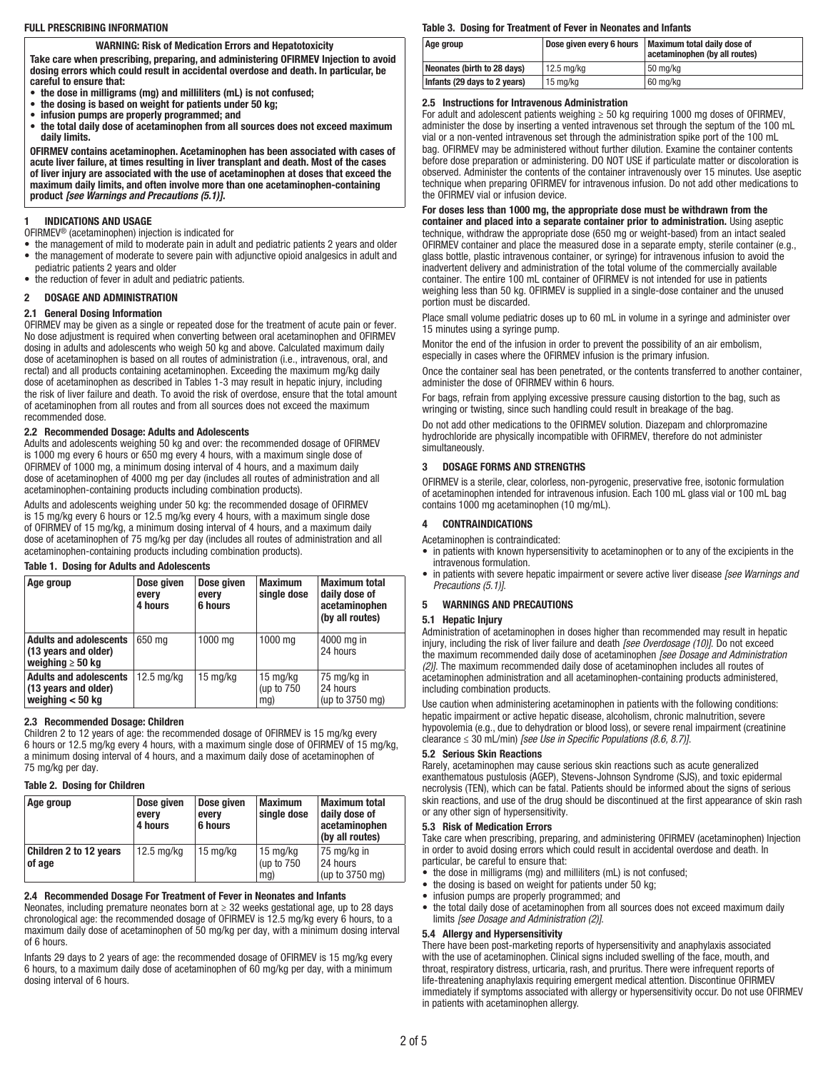**FULL PRESCRIBING INFORMATION**

**WARNING: Risk of Medication Errors and Hepatotoxicity**

**Take care when prescribing, preparing, and administering OFIRMEV Injection to avoid dosing errors which could result in accidental overdose and death. In particular, be careful to ensure that:**

- **the dose in milligrams (mg) and milliliters (mL) is not confused;**
- **the dosing is based on weight for patients under 50 kg;**
- **infusion pumps are properly programmed; and**
- **the total daily dose of acetaminophen from all sources does not exceed maximum daily limits.**

**OFIRMEV contains acetaminophen. Acetaminophen has been associated with cases of acute liver failure, at times resulting in liver transplant and death. Most of the cases of liver injury are associated with the use of acetaminophen at doses that exceed the maximum daily limits, and often involve more than one acetaminophen-containing product *[see Warnings and Precautions (5.1)]*.**

## 1 INDICATIONS AND USAGE

OFIRMEV® (acetaminophen) injection is indicated for

- the management of mild to moderate pain in adult and pediatric patients 2 years and older
- the management of moderate to severe pain with adjunctive opioid analgesics in adult and pediatric patients 2 years and older
- the reduction of fever in adult and pediatric patients.

## 2 DOSAGE AND ADMINISTRATION

### 2.1 General Dosing Information

OFIRMEV may be given as a single or repeated dose for the treatment of acute pain or fever. No dose adjustment is required when converting between oral acetaminophen and OFIRMEV dosing in adults and adolescents who weigh 50 kg and above. Calculated maximum daily dose of acetaminophen is based on all routes of administration (i.e., intravenous, oral, and rectal) and all products containing acetaminophen. Exceeding the maximum mg/kg daily dose of acetaminophen as described in Tables 1-3 may result in hepatic injury, including the risk of liver failure and death. To avoid the risk of overdose, ensure that the total amount of acetaminophen from all routes and from all sources does not exceed the maximum recommended dose.

### 2.2 Recommended Dosage: Adults and Adolescents

Adults and adolescents weighing 50 kg and over: the recommended dosage of OFIRMEV is 1000 mg every 6 hours or 650 mg every 4 hours, with a maximum single dose of OFIRMEV of 1000 mg, a minimum dosing interval of 4 hours, and a maximum daily dose of acetaminophen of 4000 mg per day (includes all routes of administration and all acetaminophen-containing products including combination products).

Adults and adolescents weighing under 50 kg: the recommended dosage of OFIRMEV is 15 mg/kg every 6 hours or 12.5 mg/kg every 4 hours, with a maximum single dose of OFIRMEV of 15 mg/kg, a minimum dosing interval of 4 hours, and a maximum daily dose of acetaminophen of 75 mg/kg per day (includes all routes of administration and all acetaminophen-containing products including combination products).

**Table 1. Dosing for Adults and Adolescents**

| Age group | Dose given every 4 hours | Dose given every 6 hours | Maximum single dose | Maximum total daily dose of acetaminophen (by all routes) |
|---|---|---|---|---|
| **Adults and adolescents (13 years and older) weighing ≥ 50 kg** | 650 mg | 1000 mg | 1000 mg | 4000 mg in 24 hours |
| **Adults and adolescents (13 years and older) weighing < 50 kg** | 12.5 mg/kg | 15 mg/kg | 15 mg/kg (up to 750 mg) | 75 mg/kg in 24 hours (up to 3750 mg) |

### 2.3 Recommended Dosage: Children

Children 2 to 12 years of age: the recommended dosage of OFIRMEV is 15 mg/kg every 6 hours or 12.5 mg/kg every 4 hours, with a maximum single dose of OFIRMEV of 15 mg/kg, a minimum dosing interval of 4 hours, and a maximum daily dose of acetaminophen of 75 mg/kg per day.

**Table 2. Dosing for Children**

| Age group | Dose given every 4 hours | Dose given every 6 hours | Maximum single dose | Maximum total daily dose of acetaminophen (by all routes) |
|---|---|---|---|---|
| **Children 2 to 12 years of age** | 12.5 mg/kg | 15 mg/kg | 15 mg/kg (up to 750 mg) | 75 mg/kg in 24 hours (up to 3750 mg) |

### 2.4 Recommended Dosage For Treatment of Fever in Neonates and Infants

Neonates, including premature neonates born at ≥ 32 weeks gestational age, up to 28 days chronological age: the recommended dosage of OFIRMEV is 12.5 mg/kg every 6 hours, to a maximum daily dose of acetaminophen of 50 mg/kg per day, with a minimum dosing interval of 6 hours.

Infants 29 days to 2 years of age: the recommended dosage of OFIRMEV is 15 mg/kg every 6 hours, to a maximum daily dose of acetaminophen of 60 mg/kg per day, with a minimum dosing interval of 6 hours.

**Table 3. Dosing for Treatment of Fever in Neonates and Infants**

| Age group | Dose given every 6 hours | Maximum total daily dose of acetaminophen (by all routes) |
|---|---|---|
| **Neonates (birth to 28 days)** | 12.5 mg/kg | 50 mg/kg |
| **Infants (29 days to 2 years)** | 15 mg/kg | 60 mg/kg |

### 2.5 Instructions for Intravenous Administration

For adult and adolescent patients weighing ≥ 50 kg requiring 1000 mg doses of OFIRMEV, administer the dose by inserting a vented intravenous set through the septum of the 100 mL vial or a non-vented intravenous set through the administration spike port of the 100 mL bag. OFIRMEV may be administered without further dilution. Examine the container contents before dose preparation or administering. DO NOT USE if particulate matter or discoloration is observed. Administer the contents of the container intravenously over 15 minutes. Use aseptic technique when preparing OFIRMEV for intravenous infusion. Do not add other medications to the OFIRMEV vial or infusion device.

**For doses less than 1000 mg, the appropriate dose must be withdrawn from the container and placed into a separate container prior to administration.** Using aseptic technique, withdraw the appropriate dose (650 mg or weight-based) from an intact sealed OFIRMEV container and place the measured dose in a separate empty, sterile container (e.g., glass bottle, plastic intravenous container, or syringe) for intravenous infusion to avoid the inadvertent delivery and administration of the total volume of the commercially available container. The entire 100 mL container of OFIRMEV is not intended for use in patients weighing less than 50 kg. OFIRMEV is supplied in a single-dose container and the unused portion must be discarded.

Place small volume pediatric doses up to 60 mL in volume in a syringe and administer over 15 minutes using a syringe pump.

Monitor the end of the infusion in order to prevent the possibility of an air embolism, especially in cases where the OFIRMEV infusion is the primary infusion.

Once the container seal has been penetrated, or the contents transferred to another container, administer the dose of OFIRMEV within 6 hours.

For bags, refrain from applying excessive pressure causing distortion to the bag, such as wringing or twisting, since such handling could result in breakage of the bag.

Do not add other medications to the OFIRMEV solution. Diazepam and chlorpromazine hydrochloride are physically incompatible with OFIRMEV, therefore do not administer simultaneously.

## 3 DOSAGE FORMS AND STRENGTHS

OFIRMEV is a sterile, clear, colorless, non-pyrogenic, preservative free, isotonic formulation of acetaminophen intended for intravenous infusion. Each 100 mL glass vial or 100 mL bag contains 1000 mg acetaminophen (10 mg/mL).

## 4 CONTRAINDICATIONS

Acetaminophen is contraindicated:

- in patients with known hypersensitivity to acetaminophen or to any of the excipients in the intravenous formulation.
- in patients with severe hepatic impairment or severe active liver disease *[see Warnings and Precautions (5.1)]*.

## 5 WARNINGS AND PRECAUTIONS

### 5.1 Hepatic Injury

Administration of acetaminophen in doses higher than recommended may result in hepatic injury, including the risk of liver failure and death *[see Overdosage (10)]*. Do not exceed the maximum recommended daily dose of acetaminophen *[see Dosage and Administration (2)]*. The maximum recommended daily dose of acetaminophen includes all routes of acetaminophen administration and all acetaminophen-containing products administered, including combination products.

Use caution when administering acetaminophen in patients with the following conditions: hepatic impairment or active hepatic disease, alcoholism, chronic malnutrition, severe hypovolemia (e.g., due to dehydration or blood loss), or severe renal impairment (creatinine clearance ≤ 30 mL/min) *[see Use in Specific Populations (8.6, 8.7)]*.

### 5.2 Serious Skin Reactions

Rarely, acetaminophen may cause serious skin reactions such as acute generalized exanthematous pustulosis (AGEP), Stevens-Johnson Syndrome (SJS), and toxic epidermal necrolysis (TEN), which can be fatal. Patients should be informed about the signs of serious skin reactions, and use of the drug should be discontinued at the first appearance of skin rash or any other sign of hypersensitivity.

### 5.3 Risk of Medication Errors

Take care when prescribing, preparing, and administering OFIRMEV (acetaminophen) Injection in order to avoid dosing errors which could result in accidental overdose and death. In particular, be careful to ensure that:

- the dose in milligrams (mg) and milliliters (mL) is not confused;
- the dosing is based on weight for patients under 50 kg;
- infusion pumps are properly programmed; and
- the total daily dose of acetaminophen from all sources does not exceed maximum daily limits *[see Dosage and Administration (2)]*.

### 5.4 Allergy and Hypersensitivity

There have been post-marketing reports of hypersensitivity and anaphylaxis associated with the use of acetaminophen. Clinical signs included swelling of the face, mouth, and throat, respiratory distress, urticaria, rash, and pruritus. There were infrequent reports of life-threatening anaphylaxis requiring emergent medical attention. Discontinue OFIRMEV immediately if symptoms associated with allergy or hypersensitivity occur. Do not use OFIRMEV in patients with acetaminophen allergy.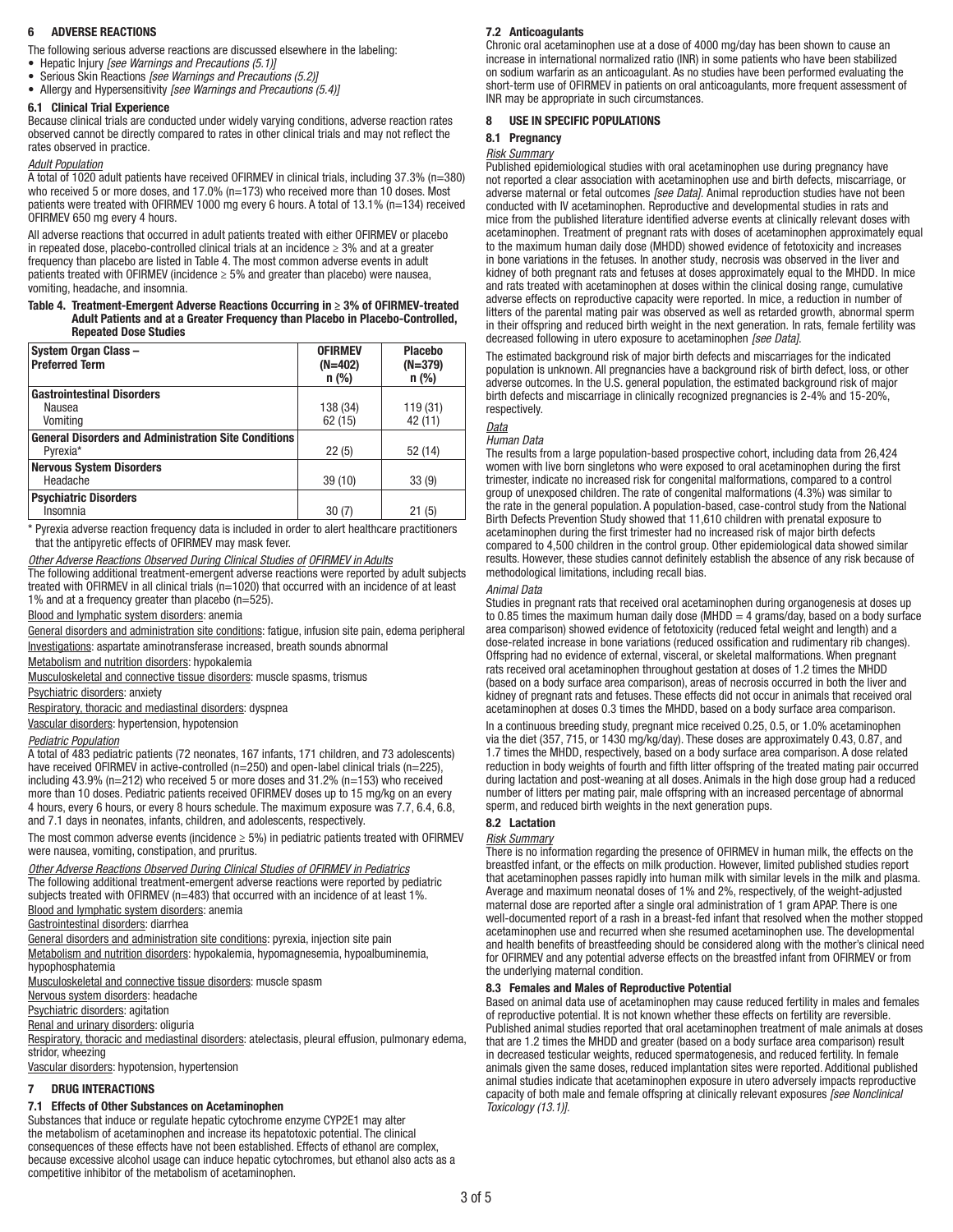## 6 ADVERSE REACTIONS

The following serious adverse reactions are discussed elsewhere in the labeling:

- Hepatic Injury *[see Warnings and Precautions (5.1)]*
- Serious Skin Reactions *[see Warnings and Precautions (5.2)]*
- Allergy and Hypersensitivity *[see Warnings and Precautions (5.4)]*

### 6.1 Clinical Trial Experience

Because clinical trials are conducted under widely varying conditions, adverse reaction rates observed cannot be directly compared to rates in other clinical trials and may not reflect the rates observed in practice.

*Adult Population*

A total of 1020 adult patients have received OFIRMEV in clinical trials, including 37.3% (n=380) who received 5 or more doses, and 17.0% (n=173) who received more than 10 doses. Most patients were treated with OFIRMEV 1000 mg every 6 hours. A total of 13.1% (n=134) received OFIRMEV 650 mg every 4 hours.

All adverse reactions that occurred in adult patients treated with either OFIRMEV or placebo in repeated dose, placebo-controlled clinical trials at an incidence ≥ 3% and at a greater frequency than placebo are listed in Table 4. The most common adverse events in adult patients treated with OFIRMEV (incidence ≥ 5% and greater than placebo) were nausea, vomiting, headache, and insomnia.

**Table 4. Treatment-Emergent Adverse Reactions Occurring in ≥ 3% of OFIRMEV-treated Adult Patients and at a Greater Frequency than Placebo in Placebo-Controlled, Repeated Dose Studies**

| System Organ Class – Preferred Term | OFIRMEV (N=402) n (%) | Placebo (N=379) n (%) |
|---|---|---|
| **Gastrointestinal Disorders** | | |
| Nausea | 138 (34) | 119 (31) |
| Vomiting | 62 (15) | 42 (11) |
| **General Disorders and Administration Site Conditions** | | |
| Pyrexia* | 22 (5) | 52 (14) |
| **Nervous System Disorders** | | |
| Headache | 39 (10) | 33 (9) |
| **Psychiatric Disorders** | | |
| Insomnia | 30 (7) | 21 (5) |

\* Pyrexia adverse reaction frequency data is included in order to alert healthcare practitioners that the antipyretic effects of OFIRMEV may mask fever.

*Other Adverse Reactions Observed During Clinical Studies of OFIRMEV in Adults*

The following additional treatment-emergent adverse reactions were reported by adult subjects treated with OFIRMEV in all clinical trials (n=1020) that occurred with an incidence of at least 1% and at a frequency greater than placebo (n=525).

Blood and lymphatic system disorders: anemia

General disorders and administration site conditions: fatigue, infusion site pain, edema peripheral

Investigations: aspartate aminotransferase increased, breath sounds abnormal

Metabolism and nutrition disorders: hypokalemia

Musculoskeletal and connective tissue disorders: muscle spasms, trismus

Psychiatric disorders: anxiety

Respiratory, thoracic and mediastinal disorders: dyspnea

Vascular disorders: hypertension, hypotension

*Pediatric Population*

A total of 483 pediatric patients (72 neonates, 167 infants, 171 children, and 73 adolescents) have received OFIRMEV in active-controlled (n=250) and open-label clinical trials (n=225), including 43.9% (n=212) who received 5 or more doses and 31.2% (n=153) who received more than 10 doses. Pediatric patients received OFIRMEV doses up to 15 mg/kg on an every 4 hours, every 6 hours, or every 8 hours schedule. The maximum exposure was 7.7, 6.4, 6.8, and 7.1 days in neonates, infants, children, and adolescents, respectively.

The most common adverse events (incidence ≥ 5%) in pediatric patients treated with OFIRMEV were nausea, vomiting, constipation, and pruritus.

*Other Adverse Reactions Observed During Clinical Studies of OFIRMEV in Pediatrics*

The following additional treatment-emergent adverse reactions were reported by pediatric subjects treated with OFIRMEV (n=483) that occurred with an incidence of at least 1%.

Blood and lymphatic system disorders: anemia

Gastrointestinal disorders: diarrhea

General disorders and administration site conditions: pyrexia, injection site pain

Metabolism and nutrition disorders: hypokalemia, hypomagnesemia, hypoalbuminemia, hypophosphatemia

Musculoskeletal and connective tissue disorders: muscle spasm

Nervous system disorders: headache

Psychiatric disorders: agitation

Renal and urinary disorders: oliguria

Respiratory, thoracic and mediastinal disorders: atelectasis, pleural effusion, pulmonary edema, stridor, wheezing

Vascular disorders: hypotension, hypertension

## 7 DRUG INTERACTIONS

### 7.1 Effects of Other Substances on Acetaminophen

Substances that induce or regulate hepatic cytochrome enzyme CYP2E1 may alter the metabolism of acetaminophen and increase its hepatotoxic potential. The clinical consequences of these effects have not been established. Effects of ethanol are complex, because excessive alcohol usage can induce hepatic cytochromes, but ethanol also acts as a competitive inhibitor of the metabolism of acetaminophen.

### 7.2 Anticoagulants

Chronic oral acetaminophen use at a dose of 4000 mg/day has been shown to cause an increase in international normalized ratio (INR) in some patients who have been stabilized on sodium warfarin as an anticoagulant. As no studies have been performed evaluating the short-term use of OFIRMEV in patients on oral anticoagulants, more frequent assessment of INR may be appropriate in such circumstances.

## 8 USE IN SPECIFIC POPULATIONS

### 8.1 Pregnancy

*Risk Summary*

Published epidemiological studies with oral acetaminophen use during pregnancy have not reported a clear association with acetaminophen use and birth defects, miscarriage, or adverse maternal or fetal outcomes *[see Data]*. Animal reproduction studies have not been conducted with IV acetaminophen. Reproductive and developmental studies in rats and mice from the published literature identified adverse events at clinically relevant doses with acetaminophen. Treatment of pregnant rats with doses of acetaminophen approximately equal to the maximum human daily dose (MHDD) showed evidence of fetotoxicity and increases in bone variations in the fetuses. In another study, necrosis was observed in the liver and kidney of both pregnant rats and fetuses at doses approximately equal to the MHDD. In mice and rats treated with acetaminophen at doses within the clinical dosing range, cumulative adverse effects on reproductive capacity were reported. In mice, a reduction in number of litters of the parental mating pair was observed as well as retarded growth, abnormal sperm in their offspring and reduced birth weight in the next generation. In rats, female fertility was decreased following in utero exposure to acetaminophen *[see Data]*.

The estimated background risk of major birth defects and miscarriages for the indicated population is unknown. All pregnancies have a background risk of birth defect, loss, or other adverse outcomes. In the U.S. general population, the estimated background risk of major birth defects and miscarriage in clinically recognized pregnancies is 2-4% and 15-20%, respectively.

*Data*

*Human Data*

The results from a large population-based prospective cohort, including data from 26,424 women with live born singletons who were exposed to oral acetaminophen during the first trimester, indicate no increased risk for congenital malformations, compared to a control group of unexposed children. The rate of congenital malformations (4.3%) was similar to the rate in the general population. A population-based, case-control study from the National Birth Defects Prevention Study showed that 11,610 children with prenatal exposure to acetaminophen during the first trimester had no increased risk of major birth defects compared to 4,500 children in the control group. Other epidemiological data showed similar results. However, these studies cannot definitely establish the absence of any risk because of methodological limitations, including recall bias.

*Animal Data*

Studies in pregnant rats that received oral acetaminophen during organogenesis at doses up to 0.85 times the maximum human daily dose (MHDD = 4 grams/day, based on a body surface area comparison) showed evidence of fetotoxicity (reduced fetal weight and length) and a dose-related increase in bone variations (reduced ossification and rudimentary rib changes). Offspring had no evidence of external, visceral, or skeletal malformations. When pregnant rats received oral acetaminophen throughout gestation at doses of 1.2 times the MHDD (based on a body surface area comparison), areas of necrosis occurred in both the liver and kidney of pregnant rats and fetuses. These effects did not occur in animals that received oral acetaminophen at doses 0.3 times the MHDD, based on a body surface area comparison.

In a continuous breeding study, pregnant mice received 0.25, 0.5, or 1.0% acetaminophen via the diet (357, 715, or 1430 mg/kg/day). These doses are approximately 0.43, 0.87, and 1.7 times the MHDD, respectively, based on a body surface area comparison. A dose related reduction in body weights of fourth and fifth litter offspring of the treated mating pair occurred during lactation and post-weaning at all doses. Animals in the high dose group had a reduced number of litters per mating pair, male offspring with an increased percentage of abnormal sperm, and reduced birth weights in the next generation pups.

### 8.2 Lactation

*Risk Summary*

There is no information regarding the presence of OFIRMEV in human milk, the effects on the breastfed infant, or the effects on milk production. However, limited published studies report that acetaminophen passes rapidly into human milk with similar levels in the milk and plasma. Average and maximum neonatal doses of 1% and 2%, respectively, of the weight-adjusted maternal dose are reported after a single oral administration of 1 gram APAP. There is one well-documented report of a rash in a breast-fed infant that resolved when the mother stopped acetaminophen use and recurred when she resumed acetaminophen use. The developmental and health benefits of breastfeeding should be considered along with the mother's clinical need for OFIRMEV and any potential adverse effects on the breastfed infant from OFIRMEV or from the underlying maternal condition.

### 8.3 Females and Males of Reproductive Potential

Based on animal data use of acetaminophen may cause reduced fertility in males and females of reproductive potential. It is not known whether these effects on fertility are reversible. Published animal studies reported that oral acetaminophen treatment of male animals at doses that are 1.2 times the MHDD and greater (based on a body surface area comparison) result in decreased testicular weights, reduced spermatogenesis, and reduced fertility. In female animals given the same doses, reduced implantation sites were reported. Additional published animal studies indicate that acetaminophen exposure in utero adversely impacts reproductive capacity of both male and female offspring at clinically relevant exposures *[see Nonclinical Toxicology (13.1)]*.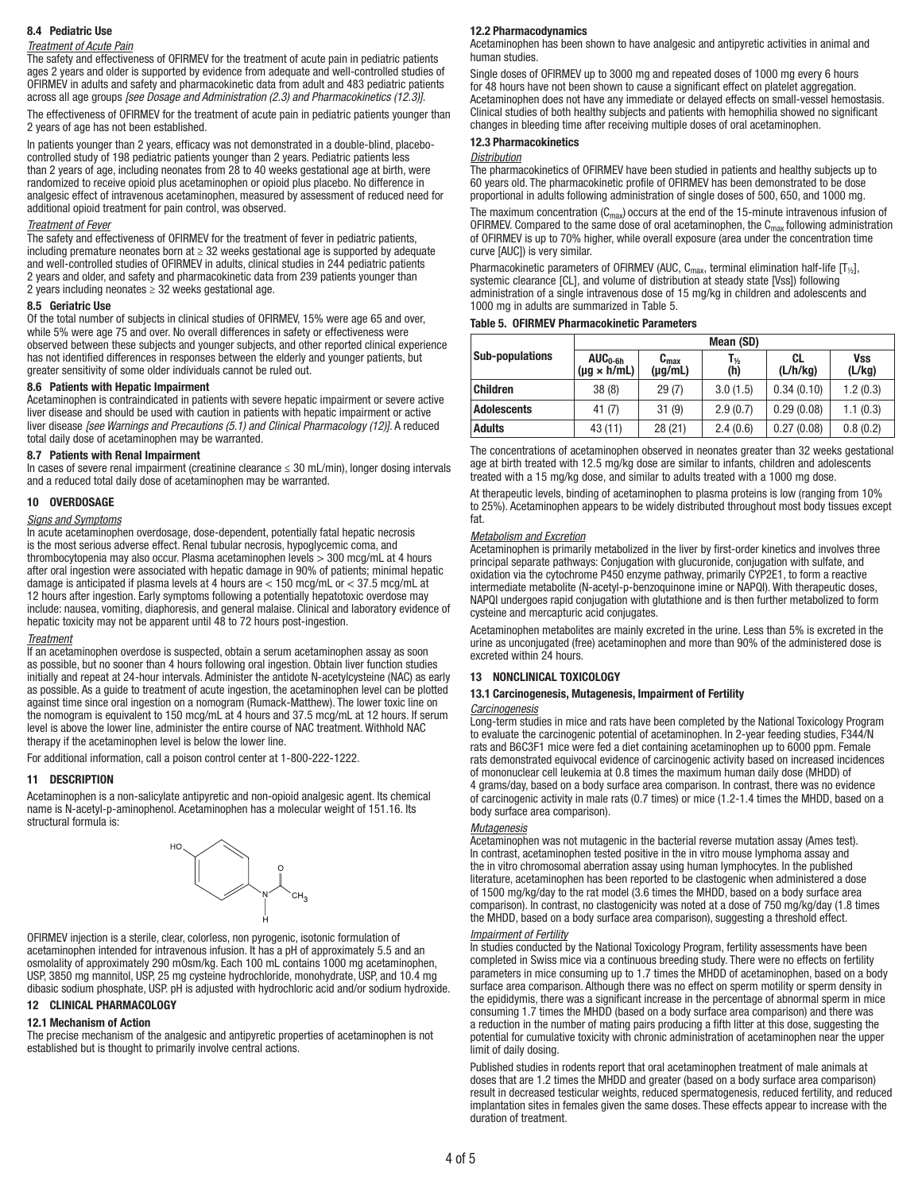### 8.4 Pediatric Use

*Treatment of Acute Pain*

The safety and effectiveness of OFIRMEV for the treatment of acute pain in pediatric patients ages 2 years and older is supported by evidence from adequate and well-controlled studies of OFIRMEV in adults and safety and pharmacokinetic data from adult and 483 pediatric patients across all age groups *[see Dosage and Administration (2.3) and Pharmacokinetics (12.3)]*.

The effectiveness of OFIRMEV for the treatment of acute pain in pediatric patients younger than 2 years of age has not been established.

In patients younger than 2 years, efficacy was not demonstrated in a double-blind, placebo-controlled study of 198 pediatric patients younger than 2 years. Pediatric patients less than 2 years of age, including neonates from 28 to 40 weeks gestational age at birth, were randomized to receive opioid plus acetaminophen or opioid plus placebo. No difference in analgesic effect of intravenous acetaminophen, measured by assessment of reduced need for additional opioid treatment for pain control, was observed.

*Treatment of Fever*

The safety and effectiveness of OFIRMEV for the treatment of fever in pediatric patients, including premature neonates born at ≥ 32 weeks gestational age is supported by adequate and well-controlled studies of OFIRMEV in adults, clinical studies in 244 pediatric patients 2 years and older, and safety and pharmacokinetic data from 239 patients younger than 2 years including neonates ≥ 32 weeks gestational age.

### 8.5 Geriatric Use

Of the total number of subjects in clinical studies of OFIRMEV, 15% were age 65 and over, while 5% were age 75 and over. No overall differences in safety or effectiveness were observed between these subjects and younger subjects, and other reported clinical experience has not identified differences in responses between the elderly and younger patients, but greater sensitivity of some older individuals cannot be ruled out.

### 8.6 Patients with Hepatic Impairment

Acetaminophen is contraindicated in patients with severe hepatic impairment or severe active liver disease and should be used with caution in patients with hepatic impairment or active liver disease *[see Warnings and Precautions (5.1) and Clinical Pharmacology (12)]*. A reduced total daily dose of acetaminophen may be warranted.

### 8.7 Patients with Renal Impairment

In cases of severe renal impairment (creatinine clearance ≤ 30 mL/min), longer dosing intervals and a reduced total daily dose of acetaminophen may be warranted.

## 10 OVERDOSAGE

*Signs and Symptoms*

In acute acetaminophen overdosage, dose-dependent, potentially fatal hepatic necrosis is the most serious adverse effect. Renal tubular necrosis, hypoglycemic coma, and thrombocytopenia may also occur. Plasma acetaminophen levels > 300 mcg/mL at 4 hours after oral ingestion were associated with hepatic damage in 90% of patients; minimal hepatic damage is anticipated if plasma levels at 4 hours are < 150 mcg/mL or < 37.5 mcg/mL at 12 hours after ingestion. Early symptoms following a potentially hepatotoxic overdose may include: nausea, vomiting, diaphoresis, and general malaise. Clinical and laboratory evidence of hepatic toxicity may not be apparent until 48 to 72 hours post-ingestion.

*Treatment*

If an acetaminophen overdose is suspected, obtain a serum acetaminophen assay as soon as possible, but no sooner than 4 hours following oral ingestion. Obtain liver function studies initially and repeat at 24-hour intervals. Administer the antidote N-acetylcysteine (NAC) as early as possible. As a guide to treatment of acute ingestion, the acetaminophen level can be plotted against time since oral ingestion on a nomogram (Rumack-Matthew). The lower toxic line on the nomogram is equivalent to 150 mcg/mL at 4 hours and 37.5 mcg/mL at 12 hours. If serum level is above the lower line, administer the entire course of NAC treatment. Withhold NAC therapy if the acetaminophen level is below the lower line.

For additional information, call a poison control center at 1-800-222-1222.

## 11 DESCRIPTION

Acetaminophen is a non-salicylate antipyretic and non-opioid analgesic agent. Its chemical name is N-acetyl-p-aminophenol. Acetaminophen has a molecular weight of 151.16. Its structural formula is:

OFIRMEV injection is a sterile, clear, colorless, non pyrogenic, isotonic formulation of acetaminophen intended for intravenous infusion. It has a pH of approximately 5.5 and an osmolality of approximately 290 mOsm/kg. Each 100 mL contains 1000 mg acetaminophen, USP, 3850 mg mannitol, USP, 25 mg cysteine hydrochloride, monohydrate, USP, and 10.4 mg dibasic sodium phosphate, USP. pH is adjusted with hydrochloric acid and/or sodium hydroxide.

## 12 CLINICAL PHARMACOLOGY

### 12.1 Mechanism of Action

The precise mechanism of the analgesic and antipyretic properties of acetaminophen is not established but is thought to primarily involve central actions.

### 12.2 Pharmacodynamics

Acetaminophen has been shown to have analgesic and antipyretic activities in animal and human studies.

Single doses of OFIRMEV up to 3000 mg and repeated doses of 1000 mg every 6 hours for 48 hours have not been shown to cause a significant effect on platelet aggregation. Acetaminophen does not have any immediate or delayed effects on small-vessel hemostasis. Clinical studies of both healthy subjects and patients with hemophilia showed no significant changes in bleeding time after receiving multiple doses of oral acetaminophen.

### 12.3 Pharmacokinetics

*Distribution*

The pharmacokinetics of OFIRMEV have been studied in patients and healthy subjects up to 60 years old. The pharmacokinetic profile of OFIRMEV has been demonstrated to be dose proportional in adults following administration of single doses of 500, 650, and 1000 mg.

The maximum concentration ($C_{max}$) occurs at the end of the 15-minute intravenous infusion of OFIRMEV. Compared to the same dose of oral acetaminophen, the $C_{max}$ following administration of OFIRMEV is up to 70% higher, while overall exposure (area under the concentration time curve [AUC]) is very similar.

Pharmacokinetic parameters of OFIRMEV (AUC, $C_{max}$, terminal elimination half-life [$T_{½}$], systemic clearance [CL], and volume of distribution at steady state [Vss]) following administration of a single intravenous dose of 15 mg/kg in children and adolescents and 1000 mg in adults are summarized in Table 5.

**Table 5. OFIRMEV Pharmacokinetic Parameters**

| Sub-populations | Mean (SD) | | | | |
|---|---|---|---|---|---|
| | $AUC_{0-6h}$ (µg × h/mL) | $C_{max}$ (µg/mL) | $T_{½}$ (h) | CL (L/h/kg) | Vss (L/kg) |
| **Children** | 38 (8) | 29 (7) | 3.0 (1.5) | 0.34 (0.10) | 1.2 (0.3) |
| **Adolescents** | 41 (7) | 31 (9) | 2.9 (0.7) | 0.29 (0.08) | 1.1 (0.3) |
| **Adults** | 43 (11) | 28 (21) | 2.4 (0.6) | 0.27 (0.08) | 0.8 (0.2) |

The concentrations of acetaminophen observed in neonates greater than 32 weeks gestational age at birth treated with 12.5 mg/kg dose are similar to infants, children and adolescents treated with a 15 mg/kg dose, and similar to adults treated with a 1000 mg dose.

At therapeutic levels, binding of acetaminophen to plasma proteins is low (ranging from 10% to 25%). Acetaminophen appears to be widely distributed throughout most body tissues except fat.

*Metabolism and Excretion*

Acetaminophen is primarily metabolized in the liver by first-order kinetics and involves three principal separate pathways: Conjugation with glucuronide, conjugation with sulfate, and oxidation via the cytochrome P450 enzyme pathway, primarily CYP2E1, to form a reactive intermediate metabolite (N-acetyl-p-benzoquinone imine or NAPQI). With therapeutic doses, NAPQI undergoes rapid conjugation with glutathione and is then further metabolized to form cysteine and mercapturic acid conjugates.

Acetaminophen metabolites are mainly excreted in the urine. Less than 5% is excreted in the urine as unconjugated (free) acetaminophen and more than 90% of the administered dose is excreted within 24 hours.

## 13 NONCLINICAL TOXICOLOGY

### 13.1 Carcinogenesis, Mutagenesis, Impairment of Fertility

*Carcinogenesis*

Long-term studies in mice and rats have been completed by the National Toxicology Program to evaluate the carcinogenic potential of acetaminophen. In 2-year feeding studies, F344/N rats and B6C3F1 mice were fed a diet containing acetaminophen up to 6000 ppm. Female rats demonstrated equivocal evidence of carcinogenic activity based on increased incidences of mononuclear cell leukemia at 0.8 times the maximum human daily dose (MHDD) of 4 grams/day, based on a body surface area comparison. In contrast, there was no evidence of carcinogenic activity in male rats (0.7 times) or mice (1.2-1.4 times the MHDD, based on a body surface area comparison).

*Mutagenesis*

Acetaminophen was not mutagenic in the bacterial reverse mutation assay (Ames test). In contrast, acetaminophen tested positive in the in vitro mouse lymphoma assay and the in vitro chromosomal aberration assay using human lymphocytes. In the published literature, acetaminophen has been reported to be clastogenic when administered a dose of 1500 mg/kg/day to the rat model (3.6 times the MHDD, based on a body surface area comparison). In contrast, no clastogenicity was noted at a dose of 750 mg/kg/day (1.8 times the MHDD, based on a body surface area comparison), suggesting a threshold effect.

*Impairment of Fertility*

In studies conducted by the National Toxicology Program, fertility assessments have been completed in Swiss mice via a continuous breeding study. There were no effects on fertility parameters in mice consuming up to 1.7 times the MHDD of acetaminophen, based on a body surface area comparison. Although there was no effect on sperm motility or sperm density in the epididymis, there was a significant increase in the percentage of abnormal sperm in mice consuming 1.7 times the MHDD (based on a body surface area comparison) and there was a reduction in the number of mating pairs producing a fifth litter at this dose, suggesting the potential for cumulative toxicity with chronic administration of acetaminophen near the upper limit of daily dosing.

Published studies in rodents report that oral acetaminophen treatment of male animals at doses that are 1.2 times the MHDD and greater (based on a body surface area comparison) result in decreased testicular weights, reduced spermatogenesis, reduced fertility, and reduced implantation sites in females given the same doses. These effects appear to increase with the duration of treatment.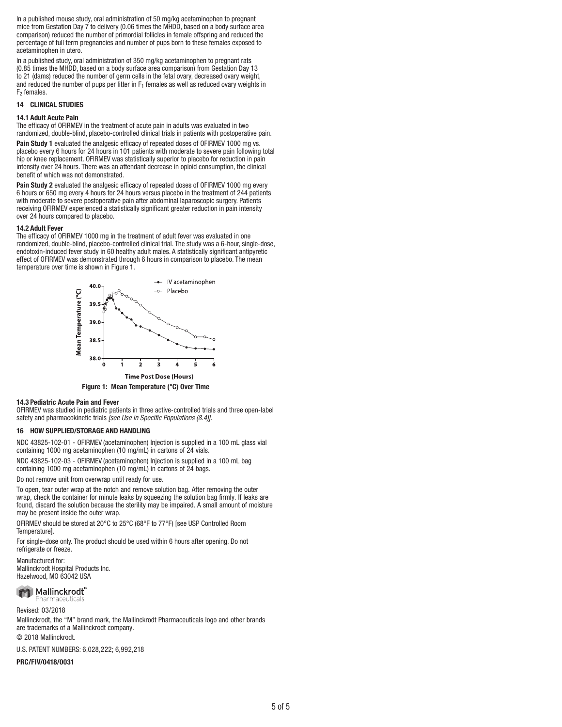In a published mouse study, oral administration of 50 mg/kg acetaminophen to pregnant mice from Gestation Day 7 to delivery (0.06 times the MHDD, based on a body surface area comparison) reduced the number of primordial follicles in female offspring and reduced the percentage of full term pregnancies and number of pups born to these females exposed to acetaminophen in utero.

In a published study, oral administration of 350 mg/kg acetaminophen to pregnant rats (0.85 times the MHDD, based on a body surface area comparison) from Gestation Day 13 to 21 (dams) reduced the number of germ cells in the fetal ovary, decreased ovary weight, and reduced the number of pups per litter in $F_1$ females as well as reduced ovary weights in $F_2$ females.

## 14 CLINICAL STUDIES

### 14.1 Adult Acute Pain

The efficacy of OFIRMEV in the treatment of acute pain in adults was evaluated in two randomized, double-blind, placebo-controlled clinical trials in patients with postoperative pain.

**Pain Study 1** evaluated the analgesic efficacy of repeated doses of OFIRMEV 1000 mg vs. placebo every 6 hours for 24 hours in 101 patients with moderate to severe pain following total hip or knee replacement. OFIRMEV was statistically superior to placebo for reduction in pain intensity over 24 hours. There was an attendant decrease in opioid consumption, the clinical benefit of which was not demonstrated.

**Pain Study 2** evaluated the analgesic efficacy of repeated doses of OFIRMEV 1000 mg every 6 hours or 650 mg every 4 hours for 24 hours versus placebo in the treatment of 244 patients with moderate to severe postoperative pain after abdominal laparoscopic surgery. Patients receiving OFIRMEV experienced a statistically significant greater reduction in pain intensity over 24 hours compared to placebo.

### 14.2 Adult Fever

The efficacy of OFIRMEV 1000 mg in the treatment of adult fever was evaluated in one randomized, double-blind, placebo-controlled clinical trial. The study was a 6-hour, single-dose, endotoxin-induced fever study in 60 healthy adult males. A statistically significant antipyretic effect of OFIRMEV was demonstrated through 6 hours in comparison to placebo. The mean temperature over time is shown in Figure 1.

IV acetaminophen
Placebo
Mean Temperature (°C)
40.0
39.5
39.0
38.5
38.0
0 1 2 3 4 5 6
Time Post Dose (Hours)

**Figure 1: Mean Temperature (°C) Over Time**

### 14.3 Pediatric Acute Pain and Fever

OFIRMEV was studied in pediatric patients in three active-controlled trials and three open-label safety and pharmacokinetic trials *[see Use in Specific Populations (8.4)]*.

## 16 HOW SUPPLIED/STORAGE AND HANDLING

NDC 43825-102-01 - OFIRMEV (acetaminophen) Injection is supplied in a 100 mL glass vial containing 1000 mg acetaminophen (10 mg/mL) in cartons of 24 vials.

NDC 43825-102-03 - OFIRMEV (acetaminophen) Injection is supplied in a 100 mL bag containing 1000 mg acetaminophen (10 mg/mL) in cartons of 24 bags.

Do not remove unit from overwrap until ready for use.

To open, tear outer wrap at the notch and remove solution bag. After removing the outer wrap, check the container for minute leaks by squeezing the solution bag firmly. If leaks are found, discard the solution because the sterility may be impaired. A small amount of moisture may be present inside the outer wrap.

OFIRMEV should be stored at 20°C to 25°C (68°F to 77°F) [see USP Controlled Room Temperature].

For single-dose only. The product should be used within 6 hours after opening. Do not refrigerate or freeze.

Manufactured for:
Mallinckrodt Hospital Products Inc.
Hazelwood, MO 63042 USA

Mallinckrodt™
Pharmaceuticals

Revised: 03/2018

Mallinckrodt, the "M" brand mark, the Mallinckrodt Pharmaceuticals logo and other brands are trademarks of a Mallinckrodt company.

© 2018 Mallinckrodt.

U.S. PATENT NUMBERS: 6,028,222; 6,992,218

**PRC/FIV/0418/0031**